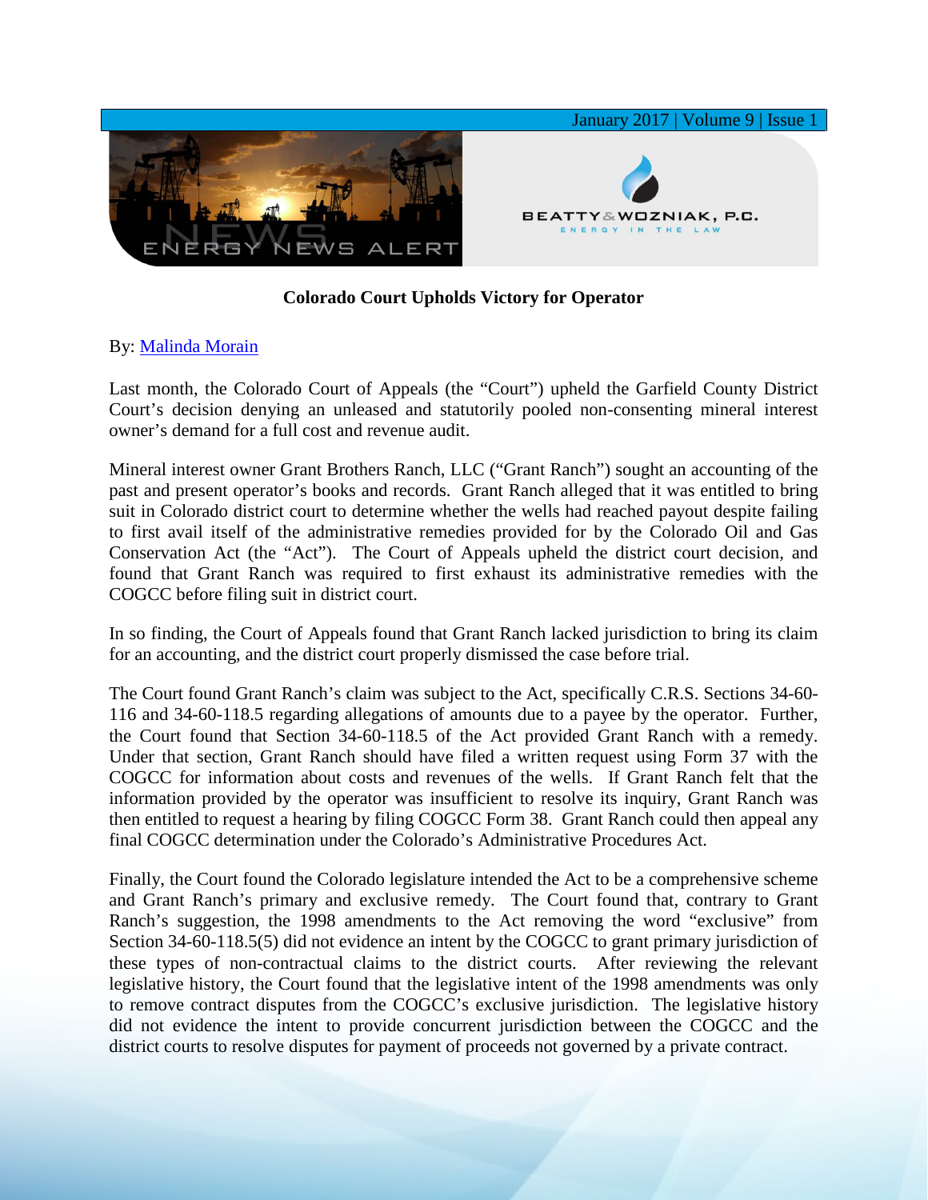# Colorado Court Upholds Victory for Operator

By: Malinda Morain

Last month, the Colorado Court of Appeals (the "Court") upheld the Garfield County District Court's decision denying an unleased and statutorily pooled non-consenting mineral interest owner's demand for a full cost and revenue audit.

Mineral interest owner Grant Brothers Ranch, LLC ("Grant Ranch") sought an accounting of the past and present operator's books and records. Grant Ranch alleged that it was entitled to bring suit in Colorado district court to determine whether the wells had reached payout despite failing to first avail itself of the administrative remedies provided for by the Colorado Oil and Gas Conservation Act (the "Act"). The Court of Appeals upheld the district court decision, and found that Grant Ranch was required to first exhaust its administrative remedies with the COGCC before filing suit in district court.

In so finding, the Court of Appeals found that Grant Ranch lacked jurisdiction to bring its claim for an accounting, and the district court properly dismissed the case before trial.

The Court found Grant Ranch's claim was subject to the Act, specifically C.R.S. Sections 34-60-116 and 34-60-118.5 regarding allegations of amounts due to a payee by the operator. Further, the Court found that Section 34-60-118.5 of the Act provided Grant Ranch with a remedy. Under that section, Grant Ranch should have filed a written request using Form 37 with the COGCC for information about costs and revenues of the wells. If Grant Ranch felt that the information provided by the operator was insufficient to resolve its inquiry, Grant Ranch was then entitled to request a hearing by filing COGCC Form 38. Grant Ranch could then appeal any final COGCC determination under the Colorado's Administrative Procedures Act.

Finally, the Court found the Colorado legislature intended the Act to be a comprehensive scheme and Grant Ranch's primary and exclusive remedy. The Court found that, contrary to Grant Ranch's suggestion, the 1998 amendments to the Act removing the word "exclusive" from Section 34-60-118.5(5) did not evidence an intent by the COGCC to grant primary jurisdiction of these types of non-contractual claims to the district courts. After reviewing the relevant legislative history, the Court found that the legislative intent of the 1998 amendments was only to remove contract disputes from the COGCC's exclusive jurisdiction. The legislative history did not evidence the intent to provide concurrent jurisdiction between the COGCC and the district courts to resolve disputes for payment of proceeds not governed by a private contract.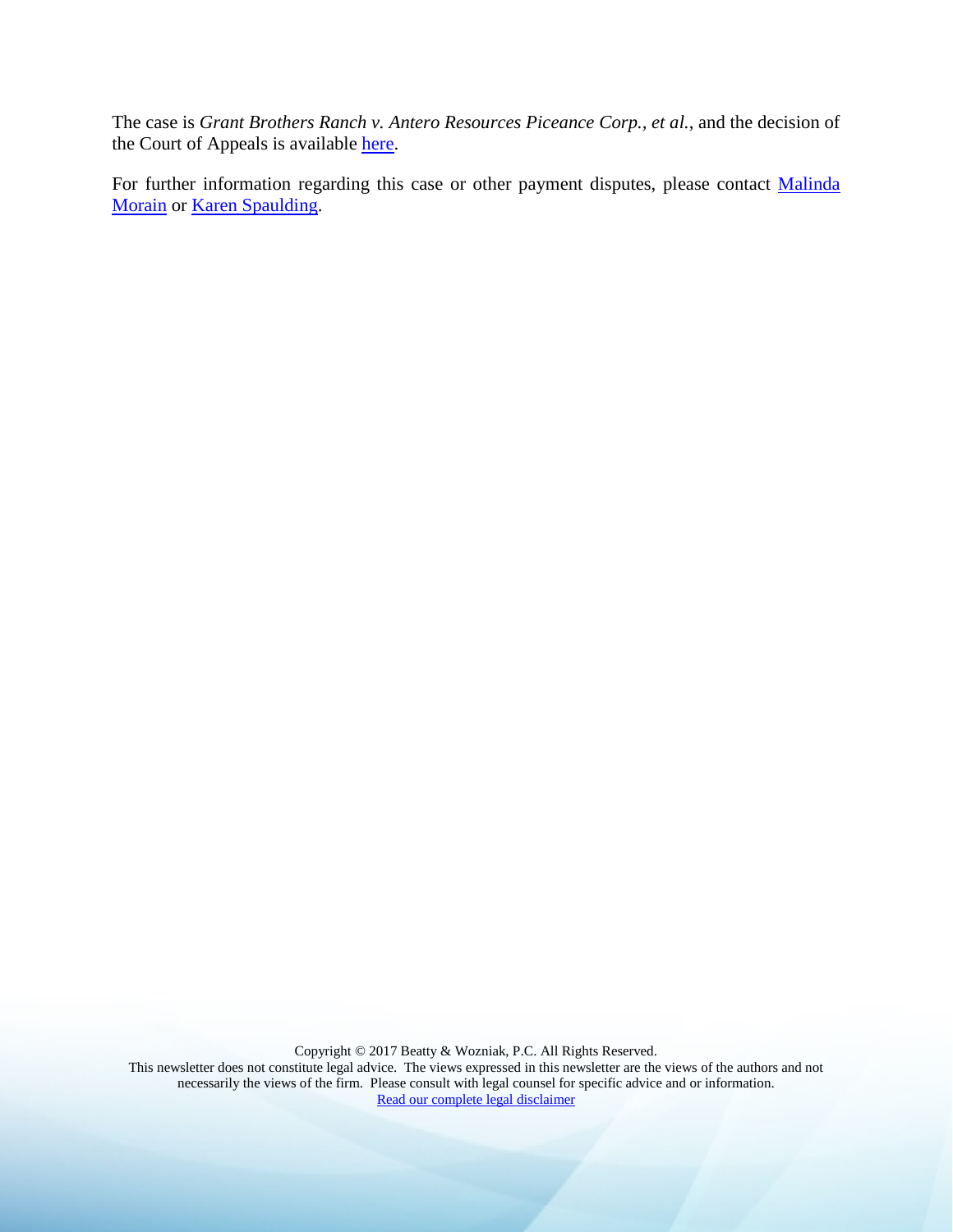The case is *Grant Brothers Ranch v. Antero Resources Piceance Corp., et al.*, and the decision of the Court of Appeals is available here.

For further information regarding this case or other payment disputes, please contact Malinda Morain or Karen Spaulding.

Copyright © 2017 Beatty & Wozniak, P.C. All Rights Reserved.
This newsletter does not constitute legal advice. The views expressed in this newsletter are the views of the authors and not necessarily the views of the firm. Please consult with legal counsel for specific advice and or information.
Read our complete legal disclaimer